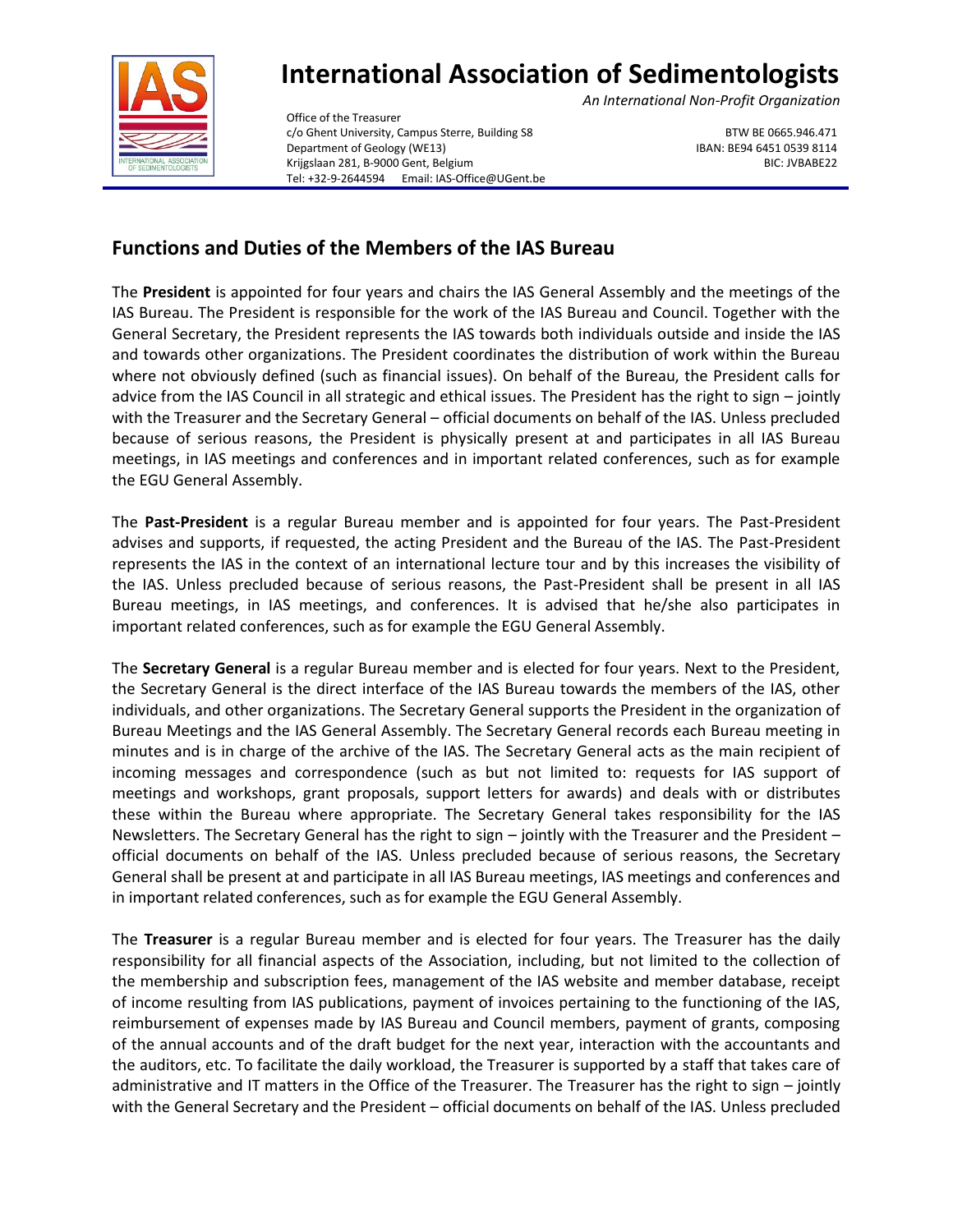# International Association of Sedimentologists

*An International Non-Profit Organization*

Office of the Treasurer
c/o Ghent University, Campus Sterre, Building S8
Department of Geology (WE13)
Krijgslaan 281, B-9000 Gent, Belgium
Tel: +32-9-2644594 Email: IAS-Office@UGent.be

BTW BE 0665.946.471
IBAN: BE94 6451 0539 8114
BIC: JVBABE22

## Functions and Duties of the Members of the IAS Bureau

The **President** is appointed for four years and chairs the IAS General Assembly and the meetings of the IAS Bureau. The President is responsible for the work of the IAS Bureau and Council. Together with the General Secretary, the President represents the IAS towards both individuals outside and inside the IAS and towards other organizations. The President coordinates the distribution of work within the Bureau where not obviously defined (such as financial issues). On behalf of the Bureau, the President calls for advice from the IAS Council in all strategic and ethical issues. The President has the right to sign – jointly with the Treasurer and the Secretary General – official documents on behalf of the IAS. Unless precluded because of serious reasons, the President is physically present at and participates in all IAS Bureau meetings, in IAS meetings and conferences and in important related conferences, such as for example the EGU General Assembly.

The **Past-President** is a regular Bureau member and is appointed for four years. The Past-President advises and supports, if requested, the acting President and the Bureau of the IAS. The Past-President represents the IAS in the context of an international lecture tour and by this increases the visibility of the IAS. Unless precluded because of serious reasons, the Past-President shall be present in all IAS Bureau meetings, in IAS meetings, and conferences. It is advised that he/she also participates in important related conferences, such as for example the EGU General Assembly.

The **Secretary General** is a regular Bureau member and is elected for four years. Next to the President, the Secretary General is the direct interface of the IAS Bureau towards the members of the IAS, other individuals, and other organizations. The Secretary General supports the President in the organization of Bureau Meetings and the IAS General Assembly. The Secretary General records each Bureau meeting in minutes and is in charge of the archive of the IAS. The Secretary General acts as the main recipient of incoming messages and correspondence (such as but not limited to: requests for IAS support of meetings and workshops, grant proposals, support letters for awards) and deals with or distributes these within the Bureau where appropriate. The Secretary General takes responsibility for the IAS Newsletters. The Secretary General has the right to sign – jointly with the Treasurer and the President – official documents on behalf of the IAS. Unless precluded because of serious reasons, the Secretary General shall be present at and participate in all IAS Bureau meetings, IAS meetings and conferences and in important related conferences, such as for example the EGU General Assembly.

The **Treasurer** is a regular Bureau member and is elected for four years. The Treasurer has the daily responsibility for all financial aspects of the Association, including, but not limited to the collection of the membership and subscription fees, management of the IAS website and member database, receipt of income resulting from IAS publications, payment of invoices pertaining to the functioning of the IAS, reimbursement of expenses made by IAS Bureau and Council members, payment of grants, composing of the annual accounts and of the draft budget for the next year, interaction with the accountants and the auditors, etc. To facilitate the daily workload, the Treasurer is supported by a staff that takes care of administrative and IT matters in the Office of the Treasurer. The Treasurer has the right to sign – jointly with the General Secretary and the President – official documents on behalf of the IAS. Unless precluded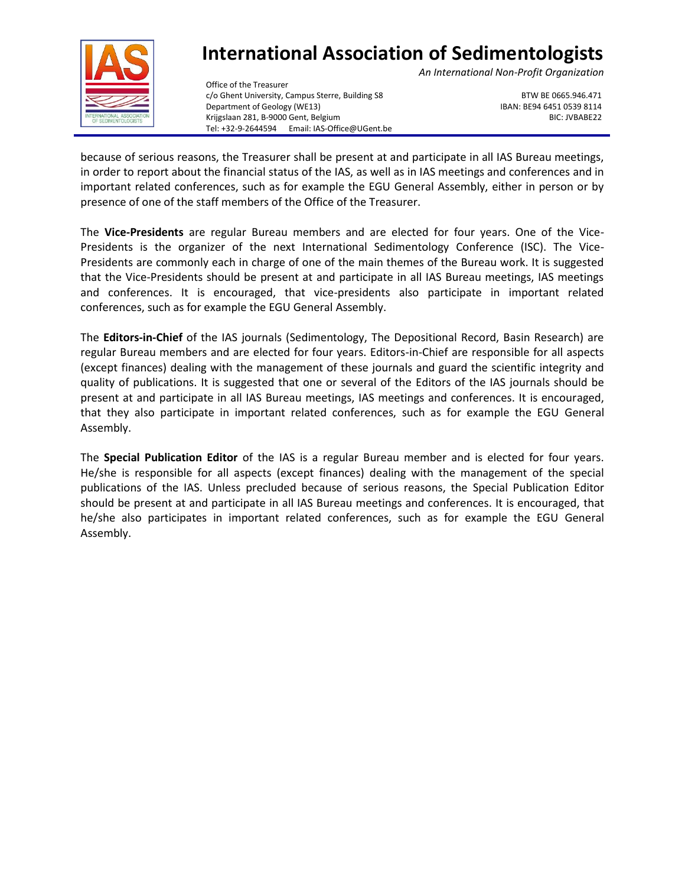because of serious reasons, the Treasurer shall be present at and participate in all IAS Bureau meetings, in order to report about the financial status of the IAS, as well as in IAS meetings and conferences and in important related conferences, such as for example the EGU General Assembly, either in person or by presence of one of the staff members of the Office of the Treasurer.

The **Vice-Presidents** are regular Bureau members and are elected for four years. One of the Vice-Presidents is the organizer of the next International Sedimentology Conference (ISC). The Vice-Presidents are commonly each in charge of one of the main themes of the Bureau work. It is suggested that the Vice-Presidents should be present at and participate in all IAS Bureau meetings, IAS meetings and conferences. It is encouraged, that vice-presidents also participate in important related conferences, such as for example the EGU General Assembly.

The **Editors-in-Chief** of the IAS journals (Sedimentology, The Depositional Record, Basin Research) are regular Bureau members and are elected for four years. Editors-in-Chief are responsible for all aspects (except finances) dealing with the management of these journals and guard the scientific integrity and quality of publications. It is suggested that one or several of the Editors of the IAS journals should be present at and participate in all IAS Bureau meetings, IAS meetings and conferences. It is encouraged, that they also participate in important related conferences, such as for example the EGU General Assembly.

The **Special Publication Editor** of the IAS is a regular Bureau member and is elected for four years. He/she is responsible for all aspects (except finances) dealing with the management of the special publications of the IAS. Unless precluded because of serious reasons, the Special Publication Editor should be present at and participate in all IAS Bureau meetings and conferences. It is encouraged, that he/she also participates in important related conferences, such as for example the EGU General Assembly.